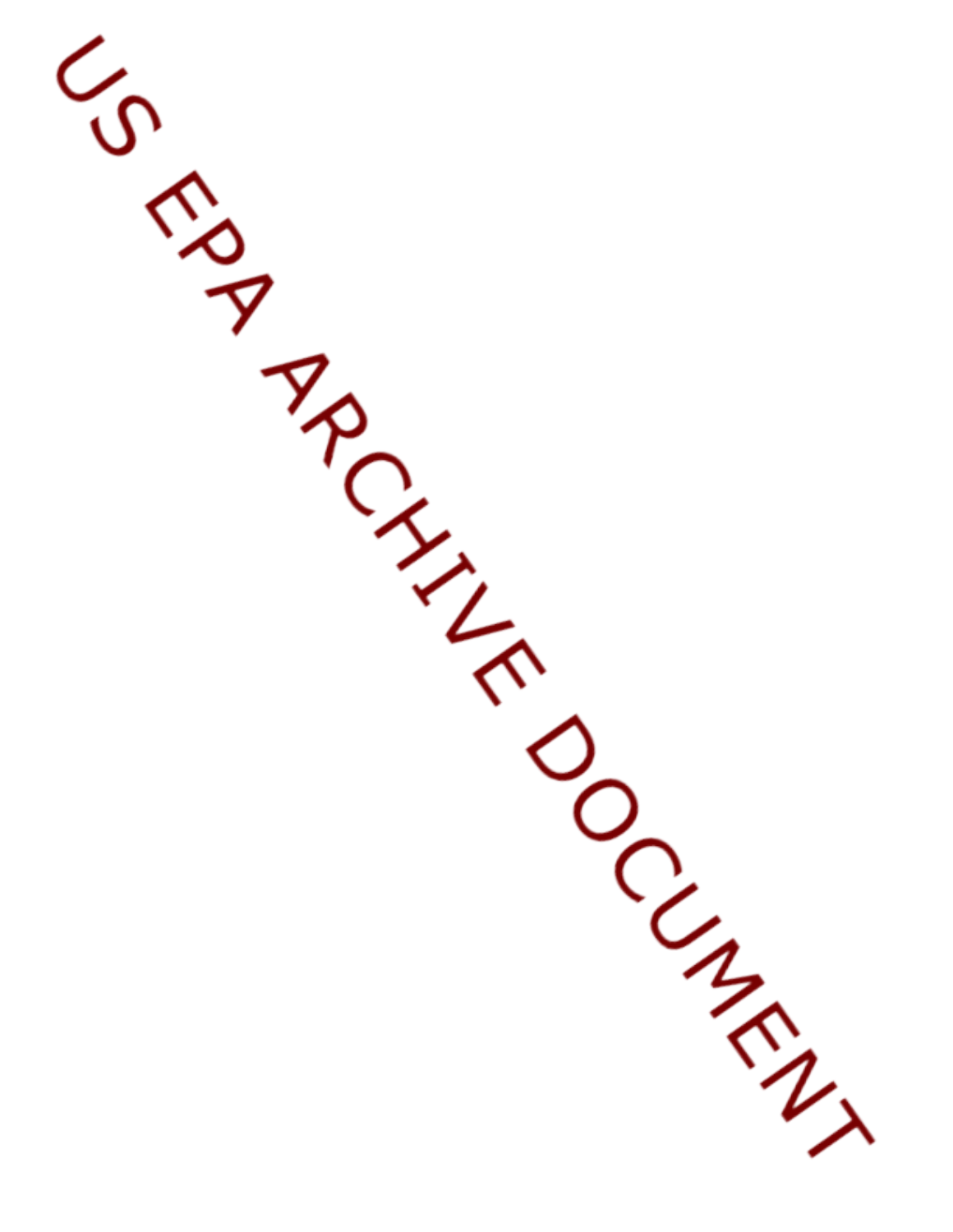US EPA ARCHIVE DOCUMENT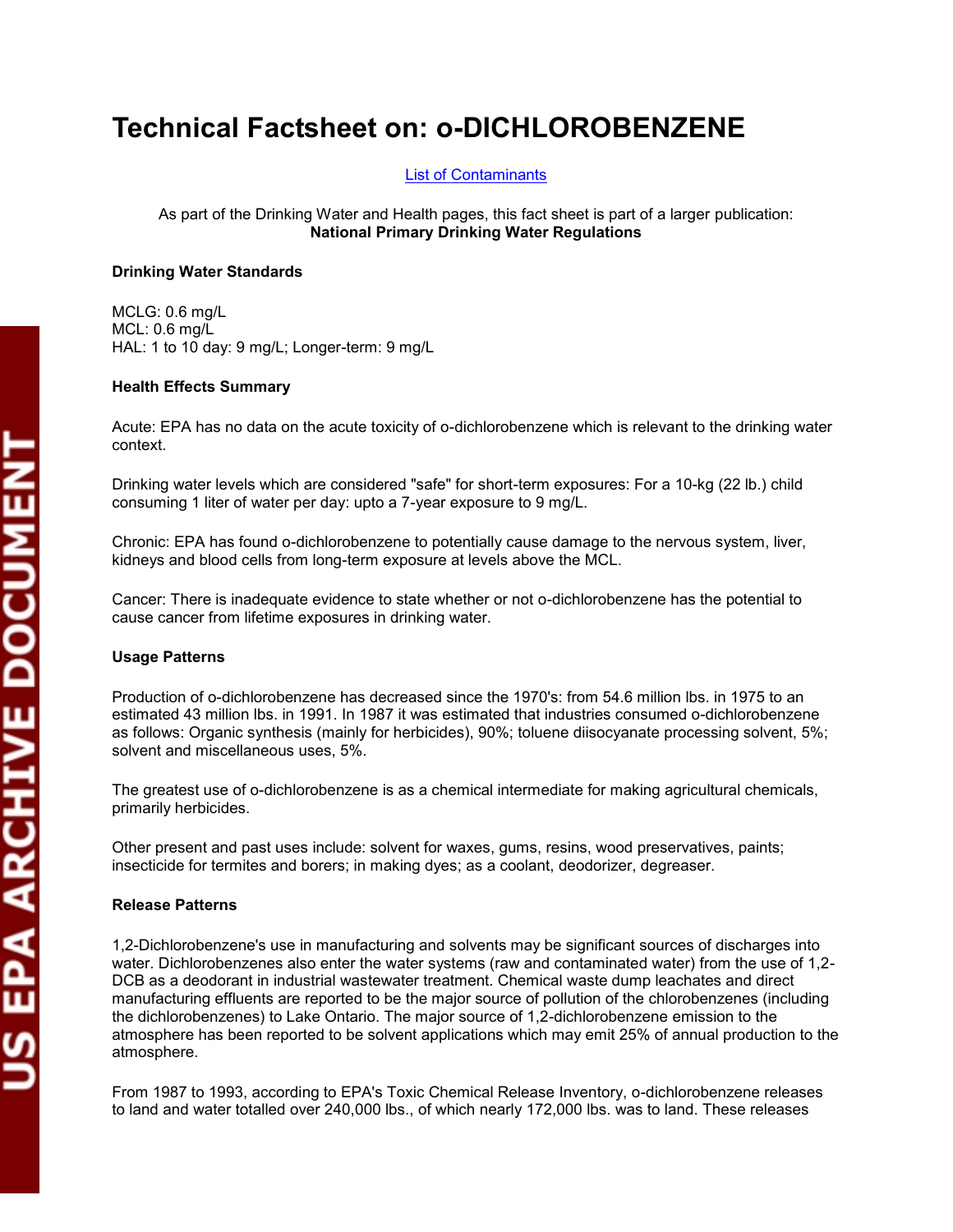# Technical Factsheet on: o-DICHLOROBENZENE

List of Contaminants

As part of the Drinking Water and Health pages, this fact sheet is part of a larger publication:
**National Primary Drinking Water Regulations**

### Drinking Water Standards

MCLG: 0.6 mg/L
MCL: 0.6 mg/L
HAL: 1 to 10 day: 9 mg/L; Longer-term: 9 mg/L

### Health Effects Summary

Acute: EPA has no data on the acute toxicity of o-dichlorobenzene which is relevant to the drinking water context.

Drinking water levels which are considered "safe" for short-term exposures: For a 10-kg (22 lb.) child consuming 1 liter of water per day: upto a 7-year exposure to 9 mg/L.

Chronic: EPA has found o-dichlorobenzene to potentially cause damage to the nervous system, liver, kidneys and blood cells from long-term exposure at levels above the MCL.

Cancer: There is inadequate evidence to state whether or not o-dichlorobenzene has the potential to cause cancer from lifetime exposures in drinking water.

### Usage Patterns

Production of o-dichlorobenzene has decreased since the 1970's: from 54.6 million lbs. in 1975 to an estimated 43 million lbs. in 1991. In 1987 it was estimated that industries consumed o-dichlorobenzene as follows: Organic synthesis (mainly for herbicides), 90%; toluene diisocyanate processing solvent, 5%; solvent and miscellaneous uses, 5%.

The greatest use of o-dichlorobenzene is as a chemical intermediate for making agricultural chemicals, primarily herbicides.

Other present and past uses include: solvent for waxes, gums, resins, wood preservatives, paints; insecticide for termites and borers; in making dyes; as a coolant, deodorizer, degreaser.

### Release Patterns

1,2-Dichlorobenzene's use in manufacturing and solvents may be significant sources of discharges into water. Dichlorobenzenes also enter the water systems (raw and contaminated water) from the use of 1,2-DCB as a deodorant in industrial wastewater treatment. Chemical waste dump leachates and direct manufacturing effluents are reported to be the major source of pollution of the chlorobenzenes (including the dichlorobenzenes) to Lake Ontario. The major source of 1,2-dichlorobenzene emission to the atmosphere has been reported to be solvent applications which may emit 25% of annual production to the atmosphere.

From 1987 to 1993, according to EPA's Toxic Chemical Release Inventory, o-dichlorobenzene releases to land and water totalled over 240,000 lbs., of which nearly 172,000 lbs. was to land. These releases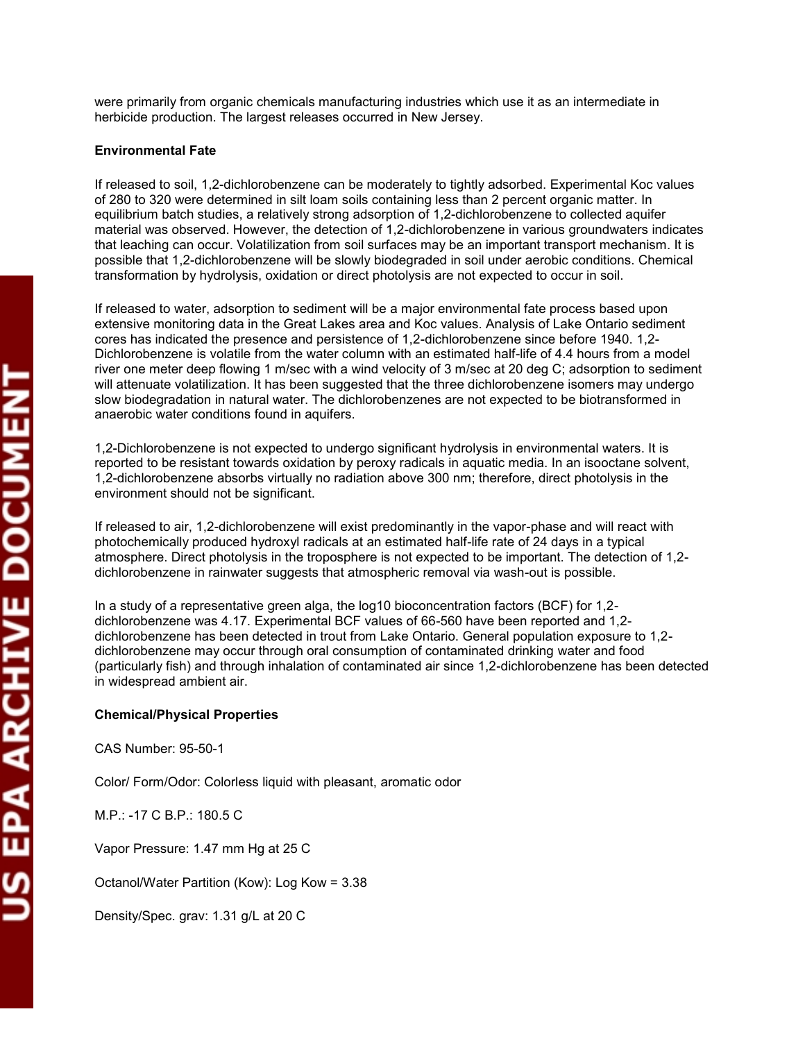were primarily from organic chemicals manufacturing industries which use it as an intermediate in herbicide production. The largest releases occurred in New Jersey.

**Environmental Fate**

If released to soil, 1,2-dichlorobenzene can be moderately to tightly adsorbed. Experimental Koc values of 280 to 320 were determined in silt loam soils containing less than 2 percent organic matter. In equilibrium batch studies, a relatively strong adsorption of 1,2-dichlorobenzene to collected aquifer material was observed. However, the detection of 1,2-dichlorobenzene in various groundwaters indicates that leaching can occur. Volatilization from soil surfaces may be an important transport mechanism. It is possible that 1,2-dichlorobenzene will be slowly biodegraded in soil under aerobic conditions. Chemical transformation by hydrolysis, oxidation or direct photolysis are not expected to occur in soil.

If released to water, adsorption to sediment will be a major environmental fate process based upon extensive monitoring data in the Great Lakes area and Koc values. Analysis of Lake Ontario sediment cores has indicated the presence and persistence of 1,2-dichlorobenzene since before 1940. 1,2-Dichlorobenzene is volatile from the water column with an estimated half-life of 4.4 hours from a model river one meter deep flowing 1 m/sec with a wind velocity of 3 m/sec at 20 deg C; adsorption to sediment will attenuate volatilization. It has been suggested that the three dichlorobenzene isomers may undergo slow biodegradation in natural water. The dichlorobenzenes are not expected to be biotransformed in anaerobic water conditions found in aquifers.

1,2-Dichlorobenzene is not expected to undergo significant hydrolysis in environmental waters. It is reported to be resistant towards oxidation by peroxy radicals in aquatic media. In an isooctane solvent, 1,2-dichlorobenzene absorbs virtually no radiation above 300 nm; therefore, direct photolysis in the environment should not be significant.

If released to air, 1,2-dichlorobenzene will exist predominantly in the vapor-phase and will react with photochemically produced hydroxyl radicals at an estimated half-life rate of 24 days in a typical atmosphere. Direct photolysis in the troposphere is not expected to be important. The detection of 1,2-dichlorobenzene in rainwater suggests that atmospheric removal via wash-out is possible.

In a study of a representative green alga, the log10 bioconcentration factors (BCF) for 1,2-dichlorobenzene was 4.17. Experimental BCF values of 66-560 have been reported and 1,2-dichlorobenzene has been detected in trout from Lake Ontario. General population exposure to 1,2-dichlorobenzene may occur through oral consumption of contaminated drinking water and food (particularly fish) and through inhalation of contaminated air since 1,2-dichlorobenzene has been detected in widespread ambient air.

**Chemical/Physical Properties**

CAS Number: 95-50-1

Color/ Form/Odor: Colorless liquid with pleasant, aromatic odor

M.P.: -17 C B.P.: 180.5 C

Vapor Pressure: 1.47 mm Hg at 25 C

Octanol/Water Partition (Kow): Log Kow = 3.38

Density/Spec. grav: 1.31 g/L at 20 C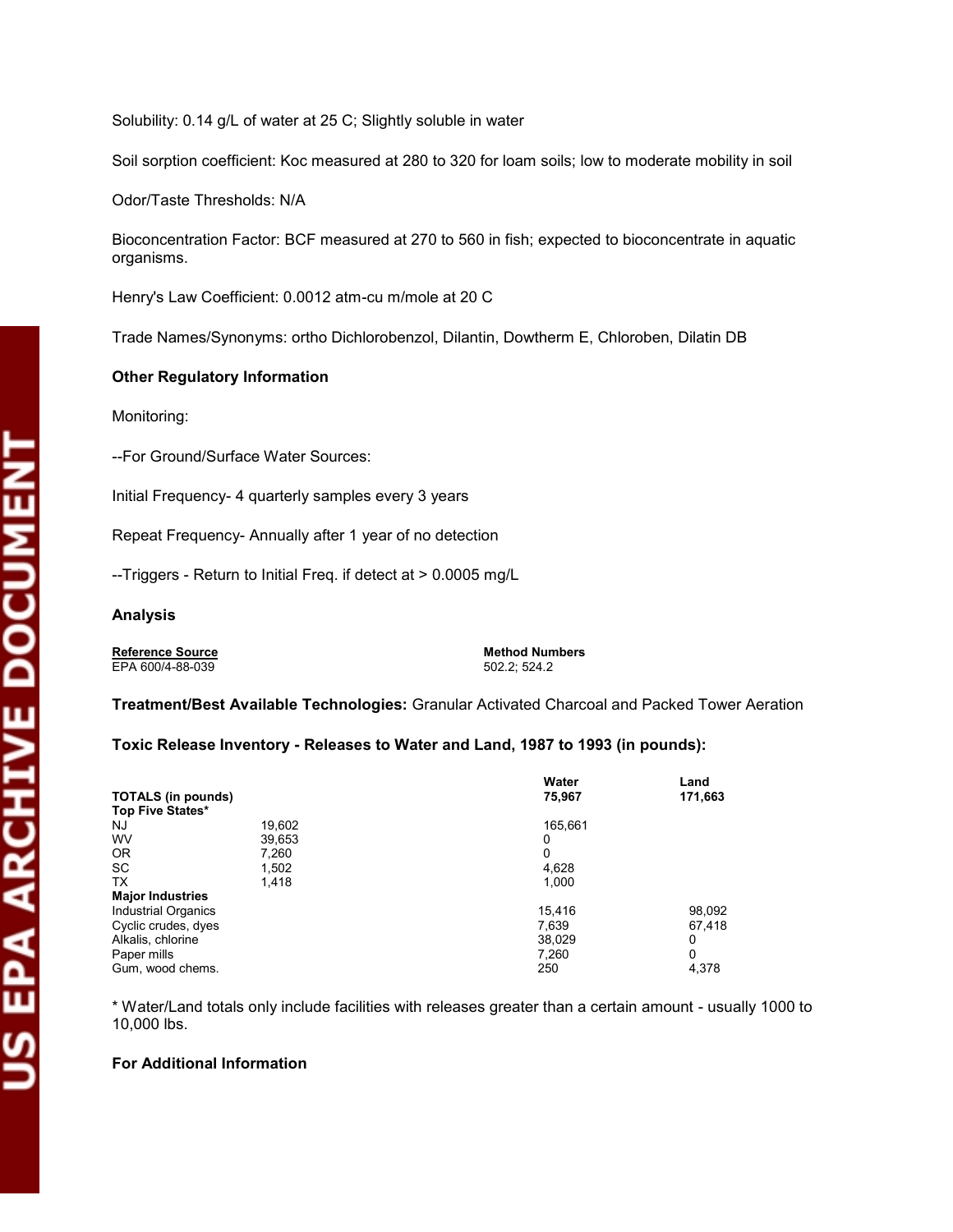Solubility: 0.14 g/L of water at 25 C; Slightly soluble in water

Soil sorption coefficient: Koc measured at 280 to 320 for loam soils; low to moderate mobility in soil

Odor/Taste Thresholds: N/A

Bioconcentration Factor: BCF measured at 270 to 560 in fish; expected to bioconcentrate in aquatic organisms.

Henry's Law Coefficient: 0.0012 atm-cu m/mole at 20 C

Trade Names/Synonyms: ortho Dichlorobenzol, Dilantin, Dowtherm E, Chloroben, Dilatin DB

**Other Regulatory Information**

Monitoring:

--For Ground/Surface Water Sources:

Initial Frequency- 4 quarterly samples every 3 years

Repeat Frequency- Annually after 1 year of no detection

--Triggers - Return to Initial Freq. if detect at > 0.0005 mg/L

**Analysis**

| Reference Source | Method Numbers |
|---|---|
| EPA 600/4-88-039 | 502.2; 524.2 |

**Treatment/Best Available Technologies:** Granular Activated Charcoal and Packed Tower Aeration

**Toxic Release Inventory - Releases to Water and Land, 1987 to 1993 (in pounds):**

| | | Water | Land |
|---|---|---|---|
| **TOTALS (in pounds)** | | **75,967** | **171,663** |
| **Top Five States*** | | | |
| NJ | 19,602 | 165,661 | |
| WV | 39,653 | 0 | |
| OR | 7,260 | 0 | |
| SC | 1,502 | 4,628 | |
| TX | 1,418 | 1,000 | |
| **Major Industries** | | | |
| Industrial Organics | | 15,416 | 98,092 |
| Cyclic crudes, dyes | | 7,639 | 67,418 |
| Alkalis, chlorine | | 38,029 | 0 |
| Paper mills | | 7,260 | 0 |
| Gum, wood chems. | | 250 | 4,378 |

* Water/Land totals only include facilities with releases greater than a certain amount - usually 1000 to 10,000 lbs.

**For Additional Information**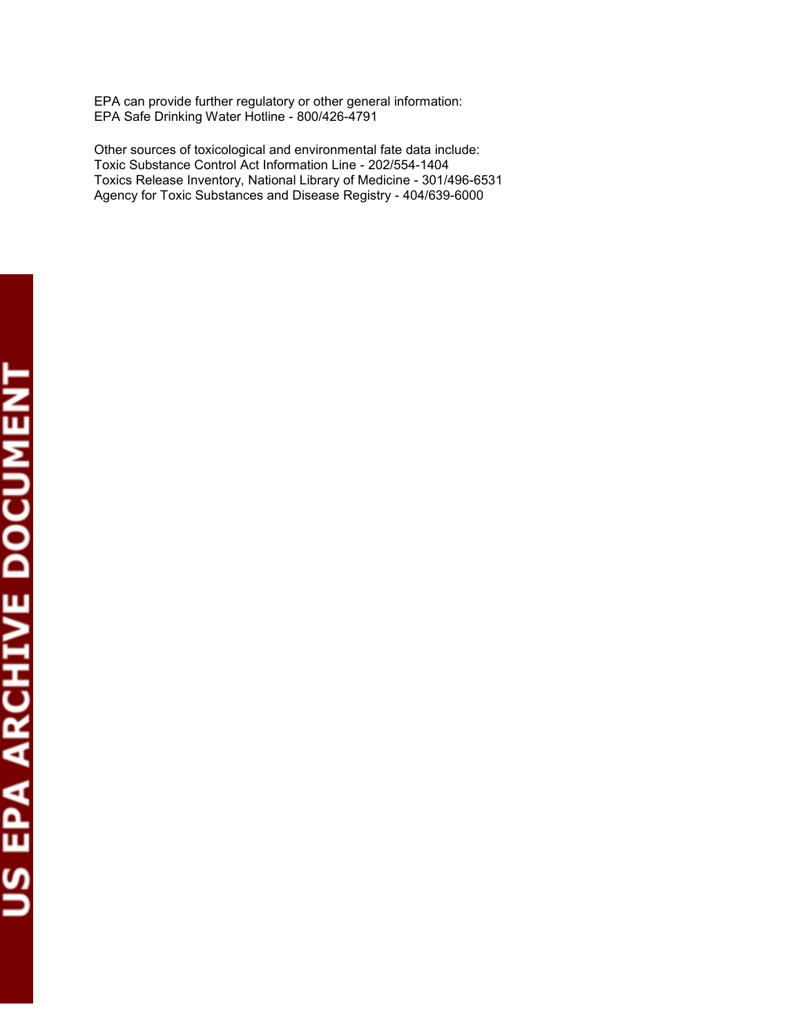EPA can provide further regulatory or other general information:
EPA Safe Drinking Water Hotline - 800/426-4791

Other sources of toxicological and environmental fate data include:
Toxic Substance Control Act Information Line - 202/554-1404
Toxics Release Inventory, National Library of Medicine - 301/496-6531
Agency for Toxic Substances and Disease Registry - 404/639-6000